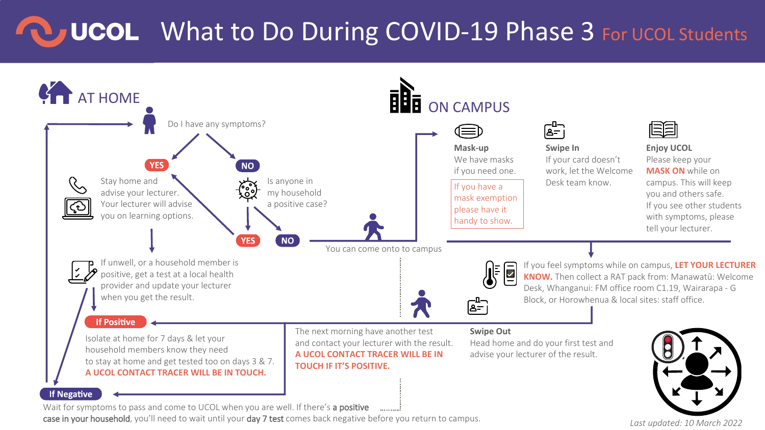# UCOL What to Do During COVID-19 Phase 3 For UCOL Students

## AT HOME

Do I have any symptoms?

**YES**

Stay home and advise your lecturer. Your lecturer will advise you on learning options.

If unwell, or a household member is positive, get a test at a local health provider and update your lecturer when you get the result.

**NO**

Is anyone in my household a positive case?

**YES** / **NO**

You can come onto to campus

**If Positive**

Isolate at home for 7 days & let your household members know they need to stay at home and get tested too on days 3 & 7. **A UCOL CONTACT TRACER WILL BE IN TOUCH.**

The next morning have another test and contact your lecturer with the result. **A UCOL CONTACT TRACER WILL BE IN TOUCH IF IT'S POSITIVE.**

**If Negative**

Wait for symptoms to pass and come to UCOL when you are well. If there's **a positive case in your household**, you'll need to wait until your **day 7 test** comes back negative before you return to campus.

## ON CAMPUS

**Mask-up**

We have masks if you need one.

If you have a mask exemption please have it handy to show.

**Swipe In**

If your card doesn't work, let the Welcome Desk team know.

**Enjoy UCOL**

Please keep your **MASK ON** while on campus. This will keep you and others safe. If you see other students with symptoms, please tell your lecturer.

If you feel symptoms while on campus, **LET YOUR LECTURER KNOW.** Then collect a RAT pack from: Manawatū: Welcome Desk, Whanganui: FM office room C1.19, Wairarapa - G Block, or Horowhenua & local sites: staff office.

**Swipe Out**

Head home and do your first test and advise your lecturer of the result.

*Last updated: 10 March 2022*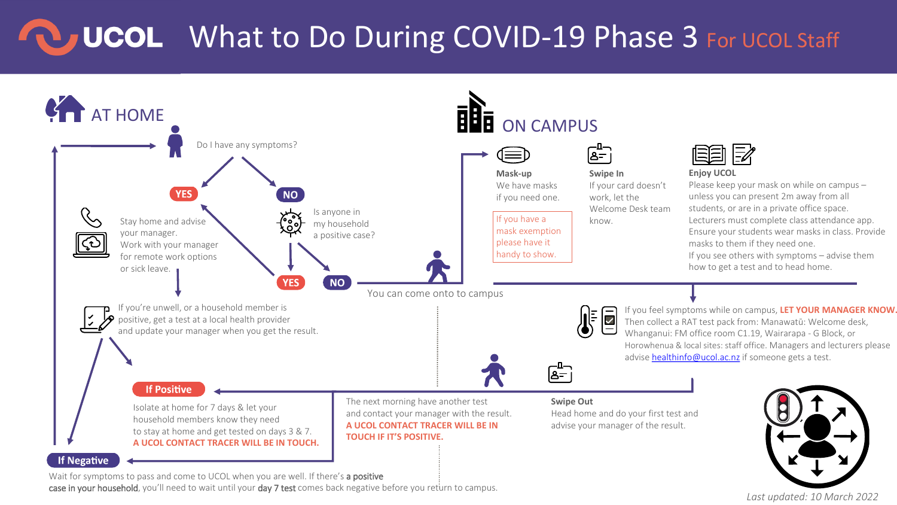# UCOL What to Do During COVID-19 Phase 3 For UCOL Staff

## AT HOME

Do I have any symptoms?

**YES**

Stay home and advise your manager.
Work with your manager for remote work options or sick leave.

**NO**

Is anyone in my household a positive case?

**YES**

**NO**

You can come onto to campus

If you're unwell, or a household member is positive, get a test at a local health provider and update your manager when you get the result.

**If Positive**

Isolate at home for 7 days & let your household members know they need to stay at home and get tested on days 3 & 7.
**A UCOL CONTACT TRACER WILL BE IN TOUCH.**

**If Negative**

Wait for symptoms to pass and come to UCOL when you are well. If there's **a positive case in your household**, you'll need to wait until your **day 7 test** comes back negative before you return to campus.

## ON CAMPUS

**Mask-up**
We have masks if you need one.

If you have a mask exemption please have it handy to show.

**Swipe In**
If your card doesn't work, let the Welcome Desk team know.

**Enjoy UCOL**
Please keep your mask on while on campus – unless you can present 2m away from all students, or are in a private office space. Lecturers must complete class attendance app. Ensure your students wear masks in class. Provide masks to them if they need one.
If you see others with symptoms – advise them how to get a test and to head home.

If you feel symptoms while on campus, **LET YOUR MANAGER KNOW.** Then collect a RAT test pack from: Manawatū: Welcome desk, Whanganui: FM office room C1.19, Wairarapa - G Block, or Horowhenua & local sites: staff office. Managers and lecturers please advise healthinfo@ucol.ac.nz if someone gets a test.

**Swipe Out**
Head home and do your first test and advise your manager of the result.

The next morning have another test and contact your manager with the result.
**A UCOL CONTACT TRACER WILL BE IN TOUCH IF IT'S POSITIVE.**

*Last updated: 10 March 2022*